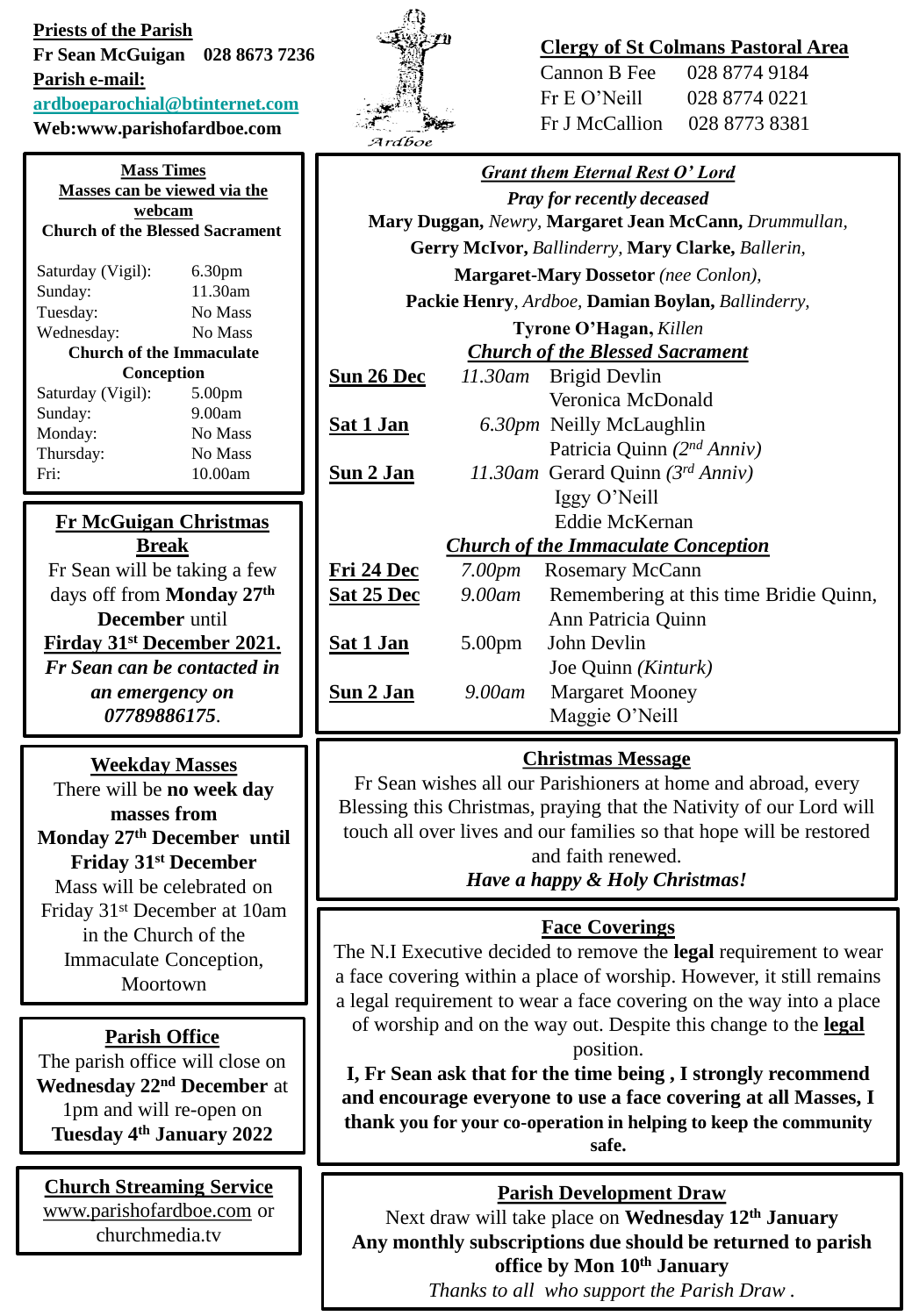**Priests of the Parish**
**Fr Sean McGuigan 028 8673 7236**
**Parish e-mail:**
**ardboeparochial@btinternet.com**
**Web:www.parishofardboe.com**

Ardboe

**Clergy of St Colmans Pastoral Area**

Cannon B Fee 028 8774 9184
Fr E O'Neill 028 8774 0221
Fr J McCallion 028 8773 8381

## Mass Times

**Masses can be viewed via the webcam**

**Church of the Blessed Sacrament**

| | |
|---|---|
| Saturday (Vigil): | 6.30pm |
| Sunday: | 11.30am |
| Tuesday: | No Mass |
| Wednesday: | No Mass |

**Church of the Immaculate Conception**

| | |
|---|---|
| Saturday (Vigil): | 5.00pm |
| Sunday: | 9.00am |
| Monday: | No Mass |
| Thursday: | No Mass |
| Fri: | 10.00am |

## Fr McGuigan Christmas Break

Fr Sean will be taking a few days off from **Monday 27th December** until **Firday 31st December 2021.** ***Fr Sean can be contacted in an emergency on 07789886175***.

## Weekday Masses

There will be **no week day masses from Monday 27th December until Friday 31st December**
Mass will be celebrated on Friday 31st December at 10am in the Church of the Immaculate Conception, Moortown

## Parish Office

The parish office will close on **Wednesday 22nd December** at 1pm and will re-open on **Tuesday 4th January 2022**

## Church Streaming Service

www.parishofardboe.com or churchmedia.tv

## *Grant them Eternal Rest O' Lord*

***Pray for recently deceased***

**Mary Duggan,** *Newry,* **Margaret Jean McCann,** *Drummullan,* **Gerry McIvor,** *Ballinderry,* **Mary Clarke,** *Ballerin,* **Margaret-Mary Dossetor** *(nee Conlon),* **Packie Henry**, *Ardboe,* **Damian Boylan,** *Ballinderry,* **Tyrone O'Hagan,** *Killen*

### *Church of the Blessed Sacrament*

| | | |
|---|---|---|
| **Sun 26 Dec** | *11.30am* | Brigid Devlin |
| | | Veronica McDonald |
| **Sat 1 Jan** | *6.30pm* | Neilly McLaughlin |
| | | Patricia Quinn *(2nd Anniv)* |
| **Sun 2 Jan** | *11.30am* | Gerard Quinn *(3rd Anniv)* |
| | | Iggy O'Neill |
| | | Eddie McKernan |

### *Church of the Immaculate Conception*

| | | |
|---|---|---|
| **Fri 24 Dec** | *7.00pm* | Rosemary McCann |
| **Sat 25 Dec** | *9.00am* | Remembering at this time Bridie Quinn, Ann Patricia Quinn |
| **Sat 1 Jan** | 5.00pm | John Devlin |
| | | Joe Quinn *(Kinturk)* |
| **Sun 2 Jan** | *9.00am* | Margaret Mooney |
| | | Maggie O'Neill |

## Christmas Message

Fr Sean wishes all our Parishioners at home and abroad, every Blessing this Christmas, praying that the Nativity of our Lord will touch all over lives and our families so that hope will be restored and faith renewed.

***Have a happy & Holy Christmas!***

## Face Coverings

The N.I Executive decided to remove the **legal** requirement to wear a face covering within a place of worship. However, it still remains a legal requirement to wear a face covering on the way into a place of worship and on the way out. Despite this change to the **legal** position.

**I, Fr Sean ask that for the time being , I strongly recommend and encourage everyone to use a face covering at all Masses, I thank you for your co-operation in helping to keep the community safe.**

## Parish Development Draw

Next draw will take place on **Wednesday 12th January**
**Any monthly subscriptions due should be returned to parish office by Mon 10th January**
*Thanks to all who support the Parish Draw .*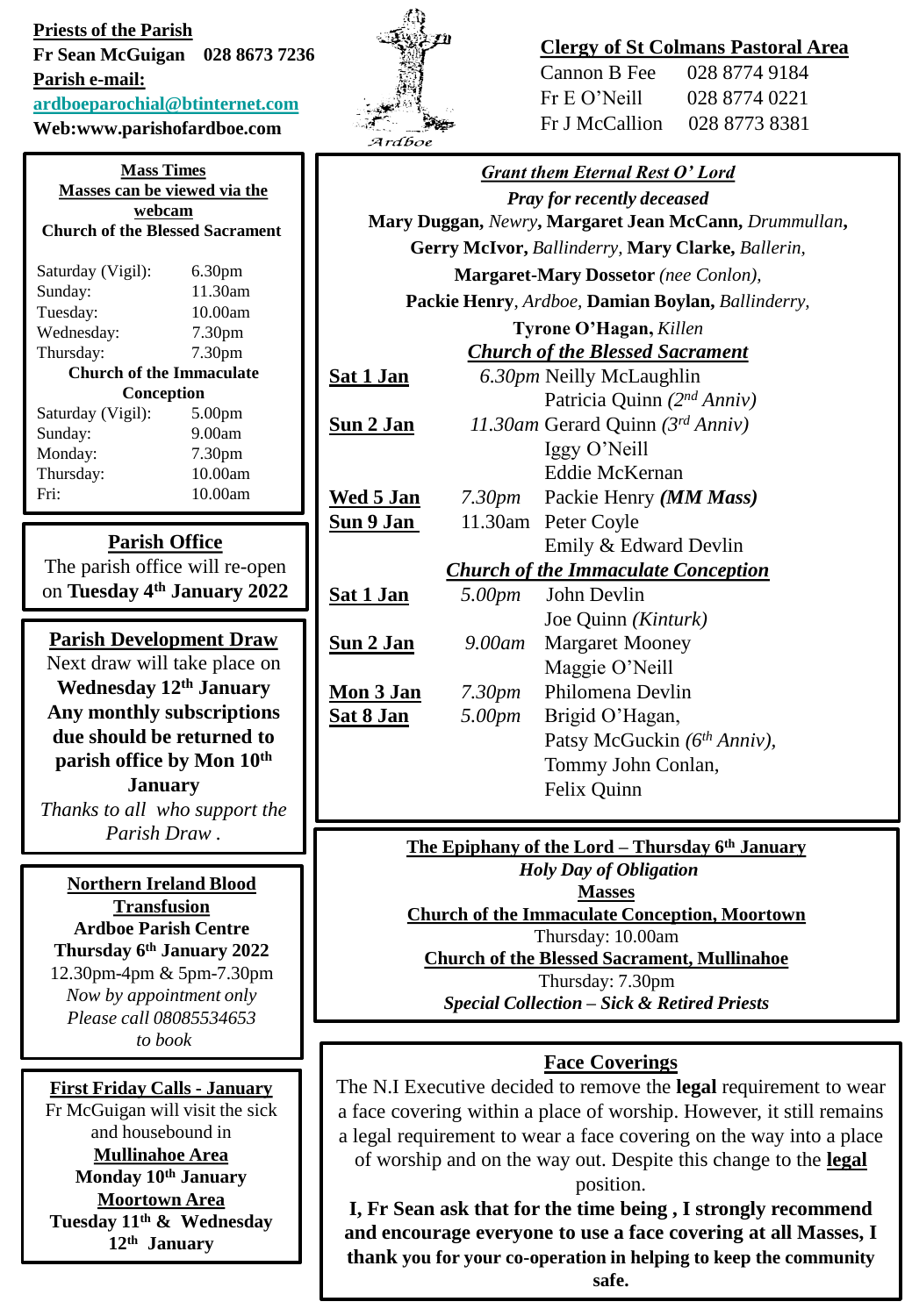**Priests of the Parish**
**Fr Sean McGuigan 028 8673 7236**
**Parish e-mail:**
**ardboeparochial@btinternet.com**
**Web:www.parishofardboe.com**

Ardboe

**Clergy of St Colmans Pastoral Area**

Cannon B Fee 028 8774 9184
Fr E O'Neill 028 8774 0221
Fr J McCallion 028 8773 8381

## Mass Times

**Masses can be viewed via the webcam**

**Church of the Blessed Sacrament**

| | |
|---|---|
| Saturday (Vigil): | 6.30pm |
| Sunday: | 11.30am |
| Tuesday: | 10.00am |
| Wednesday: | 7.30pm |
| Thursday: | 7.30pm |

**Church of the Immaculate Conception**

| | |
|---|---|
| Saturday (Vigil): | 5.00pm |
| Sunday: | 9.00am |
| Monday: | 7.30pm |
| Thursday: | 10.00am |
| Fri: | 10.00am |

## Parish Office

The parish office will re-open on **Tuesday 4th January 2022**

## Parish Development Draw

Next draw will take place on **Wednesday 12th January**
**Any monthly subscriptions due should be returned to parish office by Mon 10th January**
*Thanks to all who support the Parish Draw .*

## Northern Ireland Blood Transfusion

**Ardboe Parish Centre**
**Thursday 6th January 2022**
12.30pm-4pm & 5pm-7.30pm
*Now by appointment only*
*Please call 08085534653 to book*

## First Friday Calls - January

Fr McGuigan will visit the sick and housebound in
**Mullinahoe Area**
**Monday 10th January**
**Moortown Area**
**Tuesday 11th & Wednesday 12th January**

## *Grant them Eternal Rest O' Lord*

***Pray for recently deceased***

**Mary Duggan,** *Newry*, **Margaret Jean McCann,** *Drummullan*, **Gerry McIvor,** *Ballinderry*, **Mary Clarke,** *Ballerin,* **Margaret-Mary Dossetor** *(nee Conlon)*, **Packie Henry**, *Ardboe*, **Damian Boylan,** *Ballinderry*, **Tyrone O'Hagan,** *Killen*

### *Church of the Blessed Sacrament*

| | | |
|---|---|---|
| **Sat 1 Jan** | *6.30pm* | Neilly McLaughlin |
| | | Patricia Quinn *(2nd Anniv)* |
| **Sun 2 Jan** | *11.30am* | Gerard Quinn *(3rd Anniv)* |
| | | Iggy O'Neill |
| | | Eddie McKernan |
| **Wed 5 Jan** | *7.30pm* | Packie Henry ***(MM Mass)*** |
| **Sun 9 Jan** | 11.30am | Peter Coyle |
| | | Emily & Edward Devlin |

### *Church of the Immaculate Conception*

| | | |
|---|---|---|
| **Sat 1 Jan** | *5.00pm* | John Devlin |
| | | Joe Quinn *(Kinturk)* |
| **Sun 2 Jan** | *9.00am* | Margaret Mooney |
| | | Maggie O'Neill |
| **Mon 3 Jan** | *7.30pm* | Philomena Devlin |
| **Sat 8 Jan** | *5.00pm* | Brigid O'Hagan, |
| | | Patsy McGuckin *(6th Anniv)*, |
| | | Tommy John Conlan, |
| | | Felix Quinn |

## The Epiphany of the Lord – Thursday 6th January

***Holy Day of Obligation***

**Masses**

**Church of the Immaculate Conception, Moortown**
Thursday: 10.00am

**Church of the Blessed Sacrament, Mullinahoe**
Thursday: 7.30pm

***Special Collection – Sick & Retired Priests***

## Face Coverings

The N.I Executive decided to remove the **legal** requirement to wear a face covering within a place of worship. However, it still remains a legal requirement to wear a face covering on the way into a place of worship and on the way out. Despite this change to the **legal** position.

**I, Fr Sean ask that for the time being , I strongly recommend and encourage everyone to use a face covering at all Masses, I thank you for your co-operation in helping to keep the community safe.**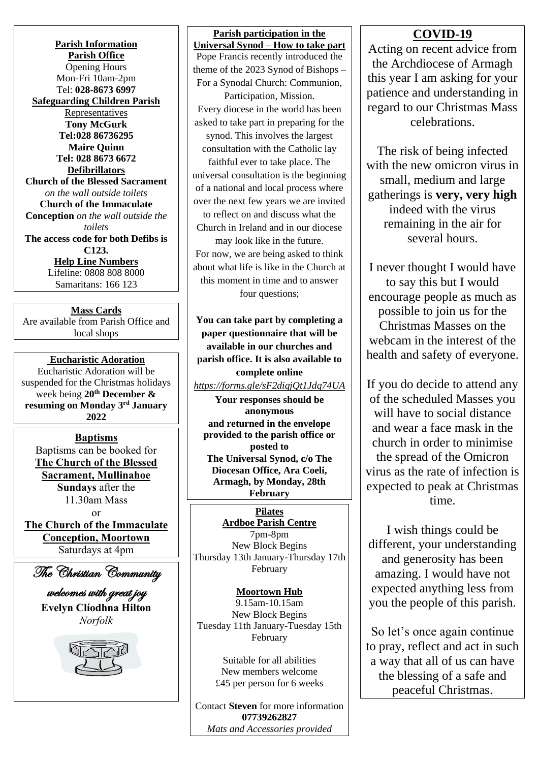**Parish Information**

**Parish Office**

Opening Hours
Mon-Fri 10am-2pm
Tel: **028-8673 6997**

**Safeguarding Children Parish**
Representatives
**Tony McGurk**
**Tel:028 86736295**
**Maire Quinn**
**Tel: 028 8673 6672**

**Defibrillators**

**Church of the Blessed Sacrament** *on the wall outside toilets*
**Church of the Immaculate Conception** *on the wall outside the toilets*
**The access code for both Defibs is C123.**

**Help Line Numbers**

Lifeline: 0808 808 8000
Samaritans: 166 123

**Mass Cards**

Are available from Parish Office and local shops

**Eucharistic Adoration**

Eucharistic Adoration will be suspended for the Christmas holidays week being **20th December & resuming on Monday 3rd January 2022**

**Baptisms**

Baptisms can be booked for
**The Church of the Blessed Sacrament, Mullinahoe**
**Sundays** after the 11.30am Mass
or
**The Church of the Immaculate Conception, Moortown**
Saturdays at 4pm

*The Christian Community welcomes with great joy*
**Evelyn Clíodhna Hilton**
*Norfolk*

**Parish participation in the Universal Synod – How to take part**

Pope Francis recently introduced the theme of the 2023 Synod of Bishops – For a Synodal Church: Communion, Participation, Mission.
Every diocese in the world has been asked to take part in preparing for the synod. This involves the largest consultation with the Catholic lay faithful ever to take place. The universal consultation is the beginning of a national and local process where over the next few years we are invited to reflect on and discuss what the Church in Ireland and in our diocese may look like in the future.
For now, we are being asked to think about what life is like in the Church at this moment in time and to answer four questions;

**You can take part by completing a paper questionnaire that will be available in our churches and parish office. It is also available to complete online**
*https://forms.gle/sF2diqjQt1Jdq74UA*
**Your responses should be anonymous and returned in the envelope provided to the parish office or posted to The Universal Synod, c/o The Diocesan Office, Ara Coeli, Armagh, by Monday, 28th February**

**Pilates**

**Ardboe Parish Centre**
7pm-8pm
New Block Begins
Thursday 13th January-Thursday 17th February

**Moortown Hub**
9.15am-10.15am
New Block Begins
Tuesday 11th January-Tuesday 15th February

Suitable for all abilities
New members welcome
£45 per person for 6 weeks

Contact **Steven** for more information
**07739262827**
*Mats and Accessories provided*

## COVID-19

Acting on recent advice from the Archdiocese of Armagh this year I am asking for your patience and understanding in regard to our Christmas Mass celebrations.

The risk of being infected with the new omicron virus in small, medium and large gatherings is **very, very high** indeed with the virus remaining in the air for several hours.

I never thought I would have to say this but I would encourage people as much as possible to join us for the Christmas Masses on the webcam in the interest of the health and safety of everyone.

If you do decide to attend any of the scheduled Masses you will have to social distance and wear a face mask in the church in order to minimise the spread of the Omicron virus as the rate of infection is expected to peak at Christmas time.

I wish things could be different, your understanding and generosity has been amazing. I would have not expected anything less from you the people of this parish.

So let's once again continue to pray, reflect and act in such a way that all of us can have the blessing of a safe and peaceful Christmas.